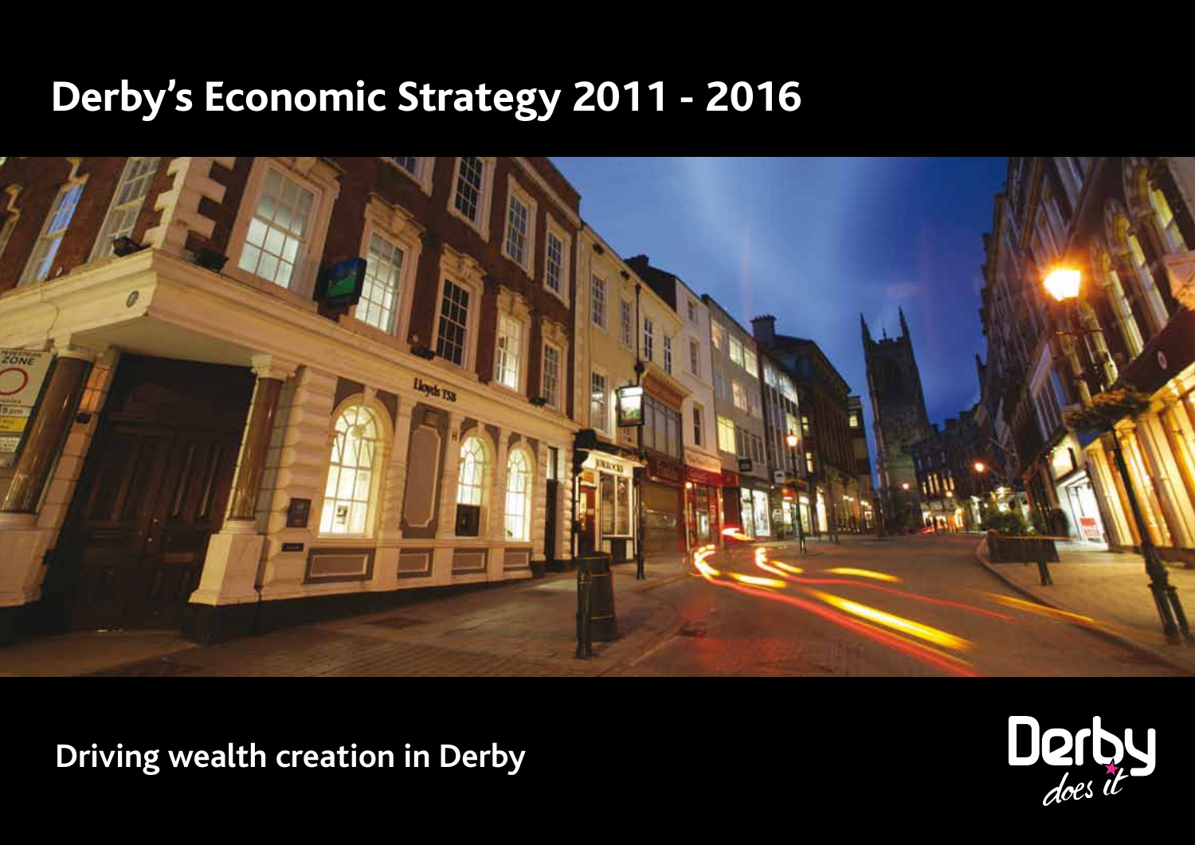# Derby's Economic Strategy 2011 - 2016

Driving wealth creation in Derby

Derby does it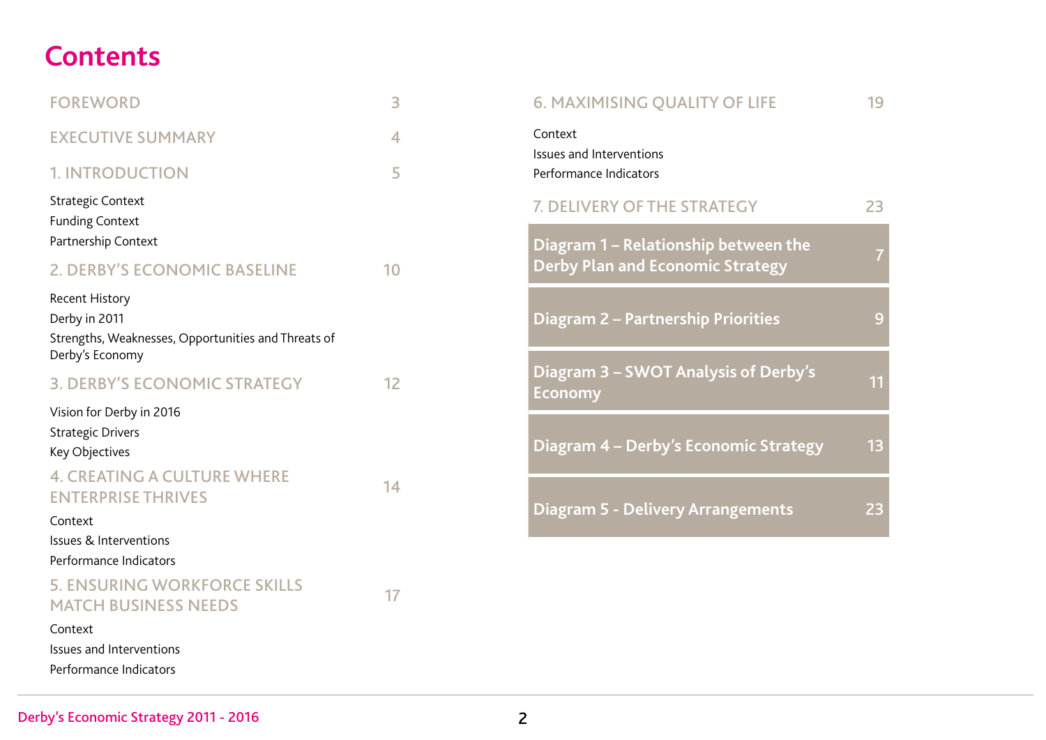# Contents

| | |
|---|---|
| FOREWORD | 3 |
| EXECUTIVE SUMMARY | 4 |
| 1. INTRODUCTION | 5 |
| Strategic Context | |
| Funding Context | |
| Partnership Context | |
| 2. DERBY'S ECONOMIC BASELINE | 10 |
| Recent History | |
| Derby in 2011 | |
| Strengths, Weaknesses, Opportunities and Threats of Derby's Economy | |
| 3. DERBY'S ECONOMIC STRATEGY | 12 |
| Vision for Derby in 2016 | |
| Strategic Drivers | |
| Key Objectives | |
| 4. CREATING A CULTURE WHERE ENTERPRISE THRIVES | 14 |
| Context | |
| Issues & Interventions | |
| Performance Indicators | |
| 5. ENSURING WORKFORCE SKILLS MATCH BUSINESS NEEDS | 17 |
| Context | |
| Issues and Interventions | |
| Performance Indicators | |
| 6. MAXIMISING QUALITY OF LIFE | 19 |
| Context | |
| Issues and Interventions | |
| Performance Indicators | |
| 7. DELIVERY OF THE STRATEGY | 23 |

| | |
|---|---|
| Diagram 1 – Relationship between the Derby Plan and Economic Strategy | 7 |
| Diagram 2 – Partnership Priorities | 9 |
| Diagram 3 – SWOT Analysis of Derby's Economy | 11 |
| Diagram 4 – Derby's Economic Strategy | 13 |
| Diagram 5 - Delivery Arrangements | 23 |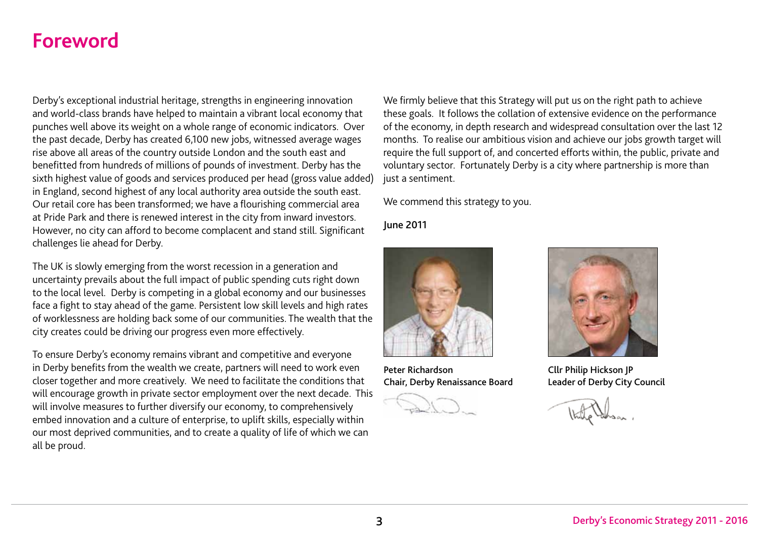# Foreword

Derby's exceptional industrial heritage, strengths in engineering innovation and world-class brands have helped to maintain a vibrant local economy that punches well above its weight on a whole range of economic indicators. Over the past decade, Derby has created 6,100 new jobs, witnessed average wages rise above all areas of the country outside London and the south east and benefitted from hundreds of millions of pounds of investment. Derby has the sixth highest value of goods and services produced per head (gross value added) in England, second highest of any local authority area outside the south east. Our retail core has been transformed; we have a flourishing commercial area at Pride Park and there is renewed interest in the city from inward investors. However, no city can afford to become complacent and stand still. Significant challenges lie ahead for Derby.

The UK is slowly emerging from the worst recession in a generation and uncertainty prevails about the full impact of public spending cuts right down to the local level. Derby is competing in a global economy and our businesses face a fight to stay ahead of the game. Persistent low skill levels and high rates of worklessness are holding back some of our communities. The wealth that the city creates could be driving our progress even more effectively.

To ensure Derby's economy remains vibrant and competitive and everyone in Derby benefits from the wealth we create, partners will need to work even closer together and more creatively. We need to facilitate the conditions that will encourage growth in private sector employment over the next decade. This will involve measures to further diversify our economy, to comprehensively embed innovation and a culture of enterprise, to uplift skills, especially within our most deprived communities, and to create a quality of life of which we can all be proud.

We firmly believe that this Strategy will put us on the right path to achieve these goals. It follows the collation of extensive evidence on the performance of the economy, in depth research and widespread consultation over the last 12 months. To realise our ambitious vision and achieve our jobs growth target will require the full support of, and concerted efforts within, the public, private and voluntary sector. Fortunately Derby is a city where partnership is more than just a sentiment.

We commend this strategy to you.

**June 2011**

**Peter Richardson**
**Chair, Derby Renaissance Board**

**Cllr Philip Hickson JP**
**Leader of Derby City Council**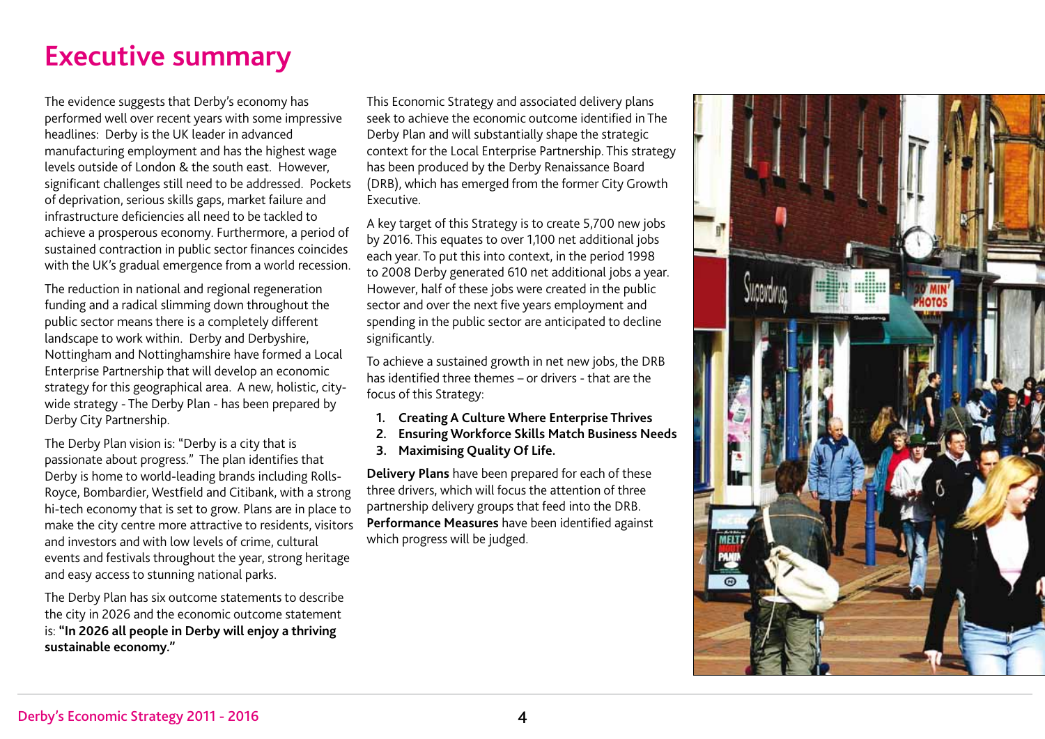# Executive summary

The evidence suggests that Derby's economy has performed well over recent years with some impressive headlines: Derby is the UK leader in advanced manufacturing employment and has the highest wage levels outside of London & the south east. However, significant challenges still need to be addressed. Pockets of deprivation, serious skills gaps, market failure and infrastructure deficiencies all need to be tackled to achieve a prosperous economy. Furthermore, a period of sustained contraction in public sector finances coincides with the UK's gradual emergence from a world recession.

The reduction in national and regional regeneration funding and a radical slimming down throughout the public sector means there is a completely different landscape to work within. Derby and Derbyshire, Nottingham and Nottinghamshire have formed a Local Enterprise Partnership that will develop an economic strategy for this geographical area. A new, holistic, city-wide strategy - The Derby Plan - has been prepared by Derby City Partnership.

The Derby Plan vision is: "Derby is a city that is passionate about progress." The plan identifies that Derby is home to world-leading brands including Rolls-Royce, Bombardier, Westfield and Citibank, with a strong hi-tech economy that is set to grow. Plans are in place to make the city centre more attractive to residents, visitors and investors and with low levels of crime, cultural events and festivals throughout the year, strong heritage and easy access to stunning national parks.

The Derby Plan has six outcome statements to describe the city in 2026 and the economic outcome statement is: **"In 2026 all people in Derby will enjoy a thriving sustainable economy."**

This Economic Strategy and associated delivery plans seek to achieve the economic outcome identified in The Derby Plan and will substantially shape the strategic context for the Local Enterprise Partnership. This strategy has been produced by the Derby Renaissance Board (DRB), which has emerged from the former City Growth Executive.

A key target of this Strategy is to create 5,700 new jobs by 2016. This equates to over 1,100 net additional jobs each year. To put this into context, in the period 1998 to 2008 Derby generated 610 net additional jobs a year. However, half of these jobs were created in the public sector and over the next five years employment and spending in the public sector are anticipated to decline significantly.

To achieve a sustained growth in net new jobs, the DRB has identified three themes – or drivers - that are the focus of this Strategy:

1. **Creating A Culture Where Enterprise Thrives**
2. **Ensuring Workforce Skills Match Business Needs**
3. **Maximising Quality Of Life.**

**Delivery Plans** have been prepared for each of these three drivers, which will focus the attention of three partnership delivery groups that feed into the DRB. **Performance Measures** have been identified against which progress will be judged.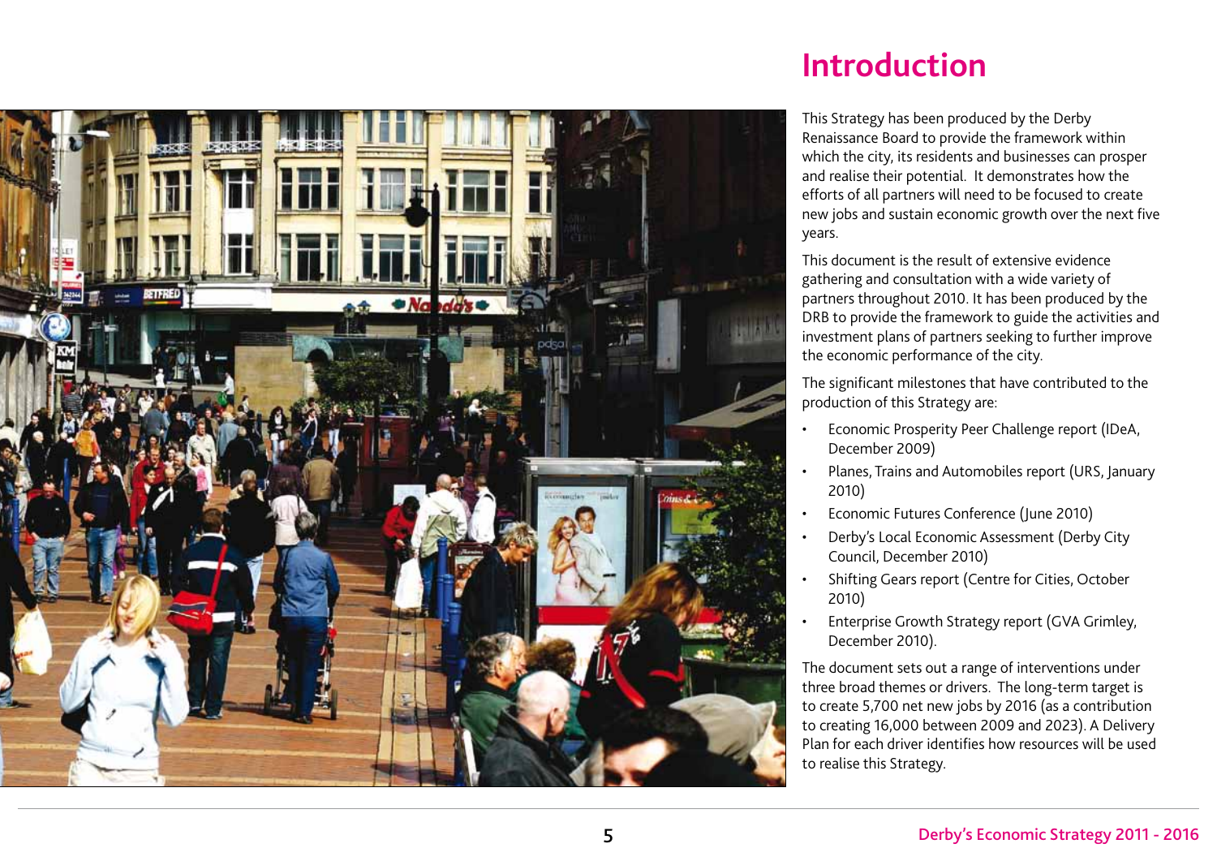# Introduction

This Strategy has been produced by the Derby Renaissance Board to provide the framework within which the city, its residents and businesses can prosper and realise their potential. It demonstrates how the efforts of all partners will need to be focused to create new jobs and sustain economic growth over the next five years.

This document is the result of extensive evidence gathering and consultation with a wide variety of partners throughout 2010. It has been produced by the DRB to provide the framework to guide the activities and investment plans of partners seeking to further improve the economic performance of the city.

The significant milestones that have contributed to the production of this Strategy are:

- Economic Prosperity Peer Challenge report (IDeA, December 2009)
- Planes, Trains and Automobiles report (URS, January 2010)
- Economic Futures Conference (June 2010)
- Derby's Local Economic Assessment (Derby City Council, December 2010)
- Shifting Gears report (Centre for Cities, October 2010)
- Enterprise Growth Strategy report (GVA Grimley, December 2010).

The document sets out a range of interventions under three broad themes or drivers. The long-term target is to create 5,700 net new jobs by 2016 (as a contribution to creating 16,000 between 2009 and 2023). A Delivery Plan for each driver identifies how resources will be used to realise this Strategy.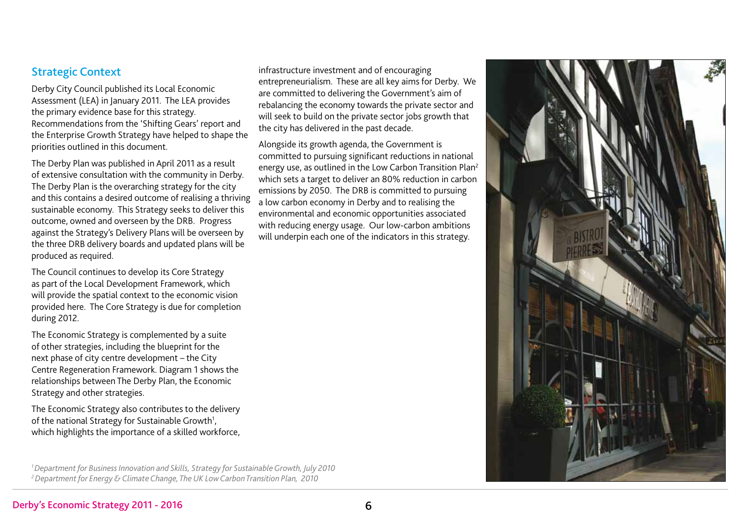## Strategic Context

Derby City Council published its Local Economic Assessment (LEA) in January 2011. The LEA provides the primary evidence base for this strategy. Recommendations from the 'Shifting Gears' report and the Enterprise Growth Strategy have helped to shape the priorities outlined in this document.

The Derby Plan was published in April 2011 as a result of extensive consultation with the community in Derby. The Derby Plan is the overarching strategy for the city and this contains a desired outcome of realising a thriving sustainable economy. This Strategy seeks to deliver this outcome, owned and overseen by the DRB. Progress against the Strategy's Delivery Plans will be overseen by the three DRB delivery boards and updated plans will be produced as required.

The Council continues to develop its Core Strategy as part of the Local Development Framework, which will provide the spatial context to the economic vision provided here. The Core Strategy is due for completion during 2012.

The Economic Strategy is complemented by a suite of other strategies, including the blueprint for the next phase of city centre development – the City Centre Regeneration Framework. Diagram 1 shows the relationships between The Derby Plan, the Economic Strategy and other strategies.

The Economic Strategy also contributes to the delivery of the national Strategy for Sustainable Growth[1], which highlights the importance of a skilled workforce, infrastructure investment and of encouraging entrepreneurialism. These are all key aims for Derby. We are committed to delivering the Government's aim of rebalancing the economy towards the private sector and will seek to build on the private sector jobs growth that the city has delivered in the past decade.

Alongside its growth agenda, the Government is committed to pursuing significant reductions in national energy use, as outlined in the Low Carbon Transition Plan[2] which sets a target to deliver an 80% reduction in carbon emissions by 2050. The DRB is committed to pursuing a low carbon economy in Derby and to realising the environmental and economic opportunities associated with reducing energy usage. Our low-carbon ambitions will underpin each one of the indicators in this strategy.

*[1] Department for Business Innovation and Skills, Strategy for Sustainable Growth, July 2010*
*[2] Department for Energy & Climate Change, The UK Low Carbon Transition Plan, 2010*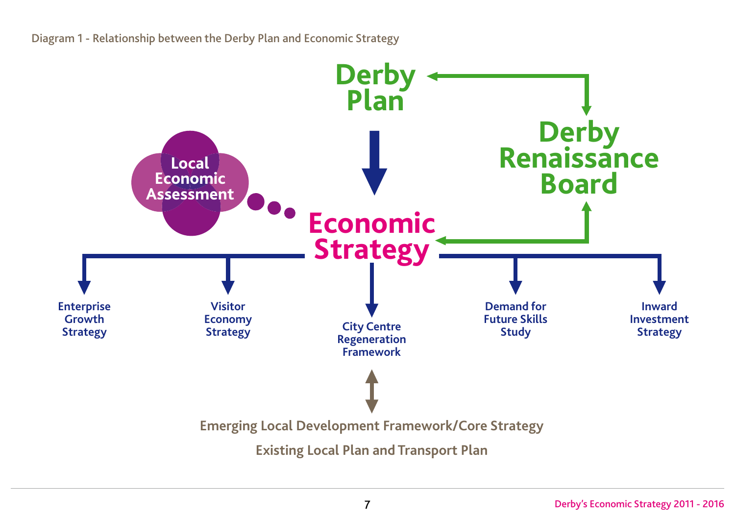Diagram 1 - Relationship between the Derby Plan and Economic Strategy

**Derby Plan**

**Derby Renaissance Board**

**Local Economic Assessment**

**Economic Strategy**

- Enterprise Growth Strategy
- Visitor Economy Strategy
- City Centre Regeneration Framework
- Demand for Future Skills Study
- Inward Investment Strategy

Emerging Local Development Framework/Core Strategy

Existing Local Plan and Transport Plan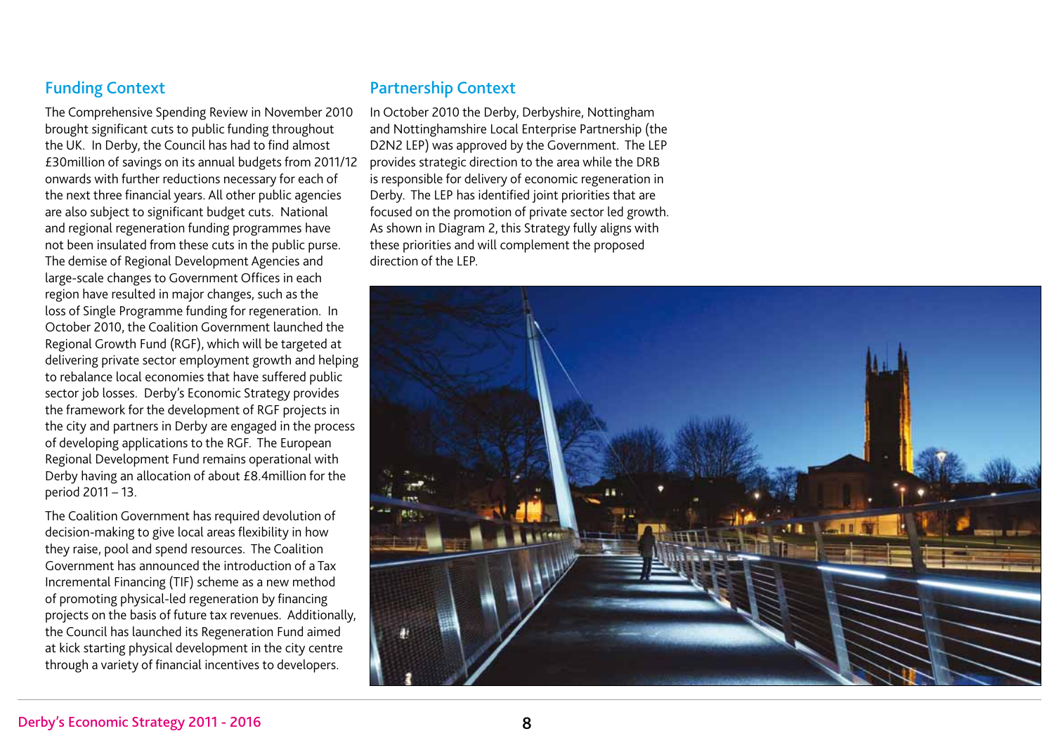## Funding Context

The Comprehensive Spending Review in November 2010 brought significant cuts to public funding throughout the UK. In Derby, the Council has had to find almost £30million of savings on its annual budgets from 2011/12 onwards with further reductions necessary for each of the next three financial years. All other public agencies are also subject to significant budget cuts. National and regional regeneration funding programmes have not been insulated from these cuts in the public purse. The demise of Regional Development Agencies and large-scale changes to Government Offices in each region have resulted in major changes, such as the loss of Single Programme funding for regeneration. In October 2010, the Coalition Government launched the Regional Growth Fund (RGF), which will be targeted at delivering private sector employment growth and helping to rebalance local economies that have suffered public sector job losses. Derby's Economic Strategy provides the framework for the development of RGF projects in the city and partners in Derby are engaged in the process of developing applications to the RGF. The European Regional Development Fund remains operational with Derby having an allocation of about £8.4million for the period 2011 – 13.

The Coalition Government has required devolution of decision-making to give local areas flexibility in how they raise, pool and spend resources. The Coalition Government has announced the introduction of a Tax Incremental Financing (TIF) scheme as a new method of promoting physical-led regeneration by financing projects on the basis of future tax revenues. Additionally, the Council has launched its Regeneration Fund aimed at kick starting physical development in the city centre through a variety of financial incentives to developers.

## Partnership Context

In October 2010 the Derby, Derbyshire, Nottingham and Nottinghamshire Local Enterprise Partnership (the D2N2 LEP) was approved by the Government. The LEP provides strategic direction to the area while the DRB is responsible for delivery of economic regeneration in Derby. The LEP has identified joint priorities that are focused on the promotion of private sector led growth. As shown in Diagram 2, this Strategy fully aligns with these priorities and will complement the proposed direction of the LEP.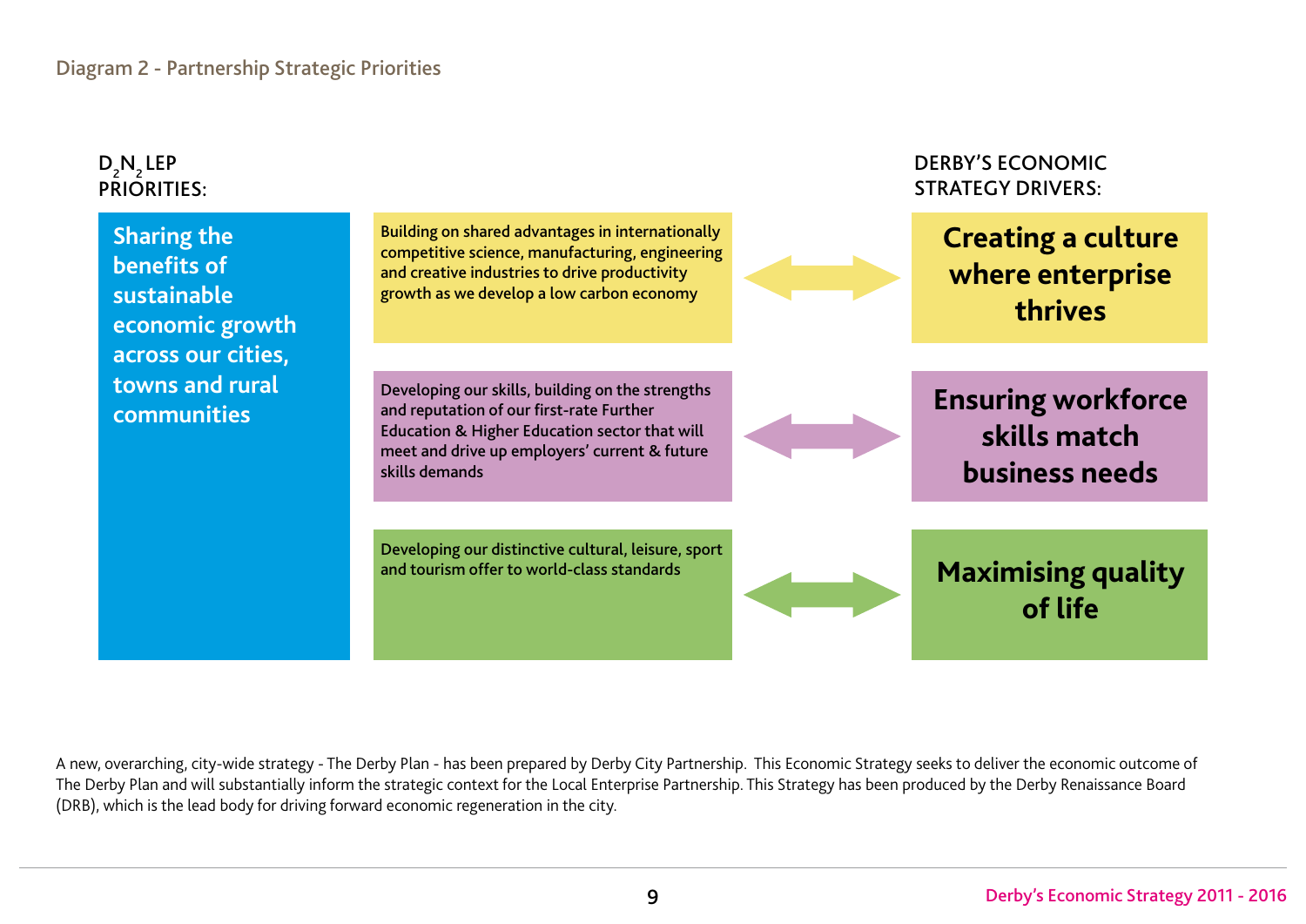## Diagram 2 - Partnership Strategic Priorities

| $D_2N_2$ LEP PRIORITIES: | | | DERBY'S ECONOMIC STRATEGY DRIVERS: |
|---|---|---|---|
| **Sharing the benefits of sustainable economic growth across our cities, towns and rural communities** | Building on shared advantages in internationally competitive science, manufacturing, engineering and creative industries to drive productivity growth as we develop a low carbon economy | ⟷ | **Creating a culture where enterprise thrives** |
| | Developing our skills, building on the strengths and reputation of our first-rate Further Education & Higher Education sector that will meet and drive up employers' current & future skills demands | ⟷ | **Ensuring workforce skills match business needs** |
| | Developing our distinctive cultural, leisure, sport and tourism offer to world-class standards | ⟷ | **Maximising quality of life** |

A new, overarching, city-wide strategy - The Derby Plan - has been prepared by Derby City Partnership. This Economic Strategy seeks to deliver the economic outcome of The Derby Plan and will substantially inform the strategic context for the Local Enterprise Partnership. This Strategy has been produced by the Derby Renaissance Board (DRB), which is the lead body for driving forward economic regeneration in the city.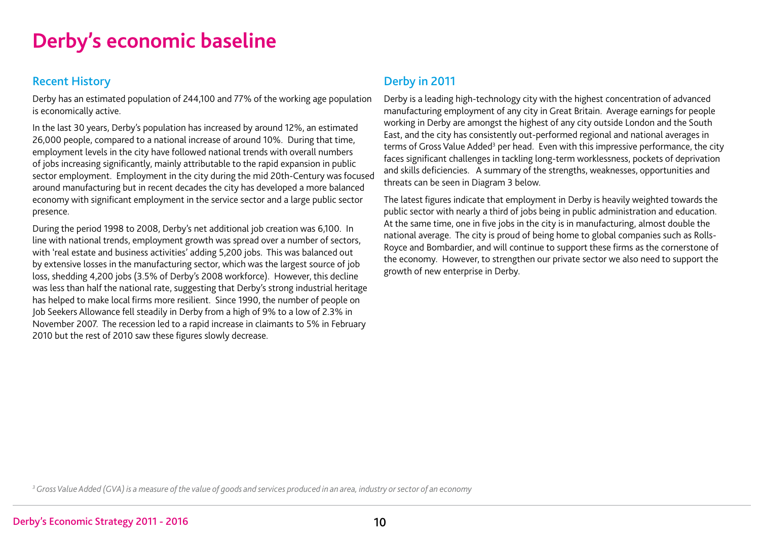# Derby's economic baseline

## Recent History

Derby has an estimated population of 244,100 and 77% of the working age population is economically active.

In the last 30 years, Derby's population has increased by around 12%, an estimated 26,000 people, compared to a national increase of around 10%. During that time, employment levels in the city have followed national trends with overall numbers of jobs increasing significantly, mainly attributable to the rapid expansion in public sector employment. Employment in the city during the mid 20th-Century was focused around manufacturing but in recent decades the city has developed a more balanced economy with significant employment in the service sector and a large public sector presence.

During the period 1998 to 2008, Derby's net additional job creation was 6,100. In line with national trends, employment growth was spread over a number of sectors, with 'real estate and business activities' adding 5,200 jobs. This was balanced out by extensive losses in the manufacturing sector, which was the largest source of job loss, shedding 4,200 jobs (3.5% of Derby's 2008 workforce). However, this decline was less than half the national rate, suggesting that Derby's strong industrial heritage has helped to make local firms more resilient. Since 1990, the number of people on Job Seekers Allowance fell steadily in Derby from a high of 9% to a low of 2.3% in November 2007. The recession led to a rapid increase in claimants to 5% in February 2010 but the rest of 2010 saw these figures slowly decrease.

## Derby in 2011

Derby is a leading high-technology city with the highest concentration of advanced manufacturing employment of any city in Great Britain. Average earnings for people working in Derby are amongst the highest of any city outside London and the South East, and the city has consistently out-performed regional and national averages in terms of Gross Value Added[3] per head. Even with this impressive performance, the city faces significant challenges in tackling long-term worklessness, pockets of deprivation and skills deficiencies. A summary of the strengths, weaknesses, opportunities and threats can be seen in Diagram 3 below.

The latest figures indicate that employment in Derby is heavily weighted towards the public sector with nearly a third of jobs being in public administration and education. At the same time, one in five jobs in the city is in manufacturing, almost double the national average. The city is proud of being home to global companies such as Rolls-Royce and Bombardier, and will continue to support these firms as the cornerstone of the economy. However, to strengthen our private sector we also need to support the growth of new enterprise in Derby.

*[3] Gross Value Added (GVA) is a measure of the value of goods and services produced in an area, industry or sector of an economy*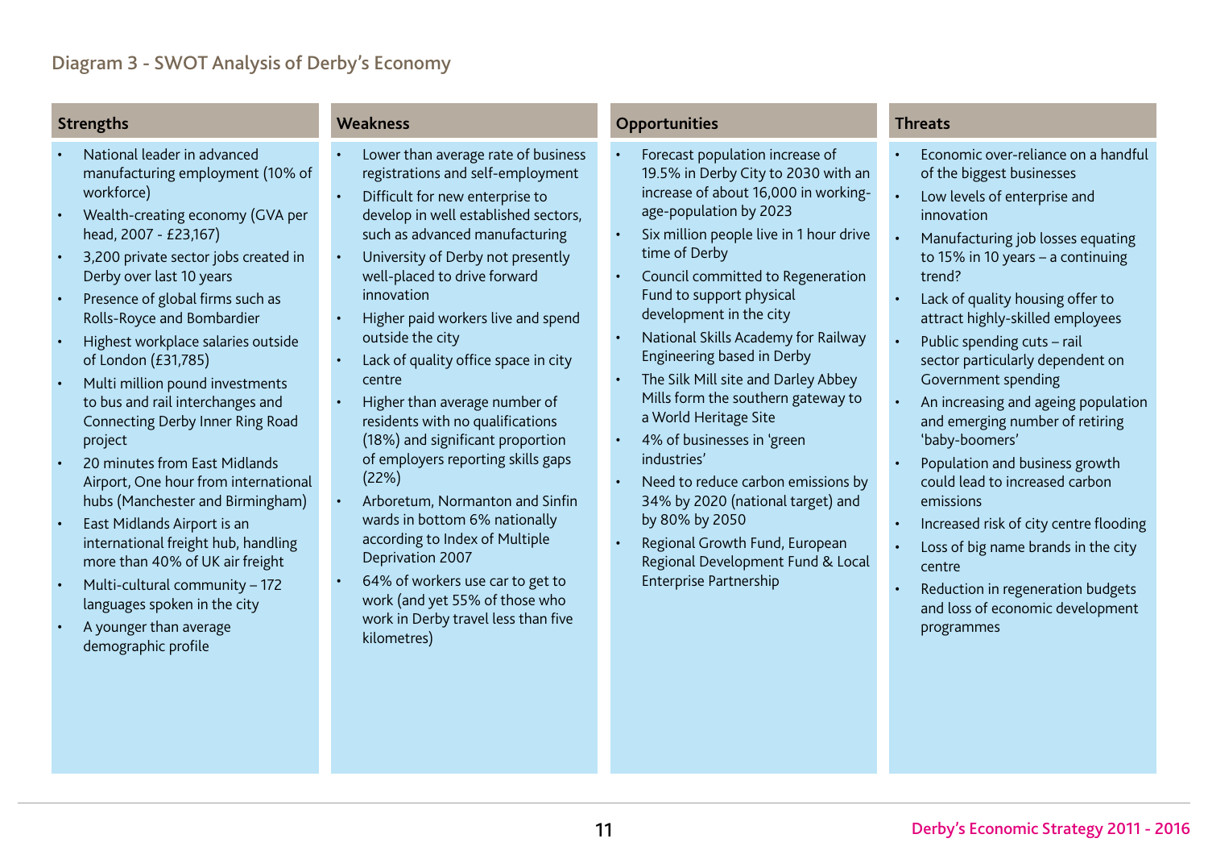## Diagram 3 - SWOT Analysis of Derby's Economy

### Strengths

- National leader in advanced manufacturing employment (10% of workforce)
- Wealth-creating economy (GVA per head, 2007 - £23,167)
- 3,200 private sector jobs created in Derby over last 10 years
- Presence of global firms such as Rolls-Royce and Bombardier
- Highest workplace salaries outside of London (£31,785)
- Multi million pound investments to bus and rail interchanges and Connecting Derby Inner Ring Road project
- 20 minutes from East Midlands Airport, One hour from international hubs (Manchester and Birmingham)
- East Midlands Airport is an international freight hub, handling more than 40% of UK air freight
- Multi-cultural community – 172 languages spoken in the city
- A younger than average demographic profile

### Weakness

- Lower than average rate of business registrations and self-employment
- Difficult for new enterprise to develop in well established sectors, such as advanced manufacturing
- University of Derby not presently well-placed to drive forward innovation
- Higher paid workers live and spend outside the city
- Lack of quality office space in city centre
- Higher than average number of residents with no qualifications (18%) and significant proportion of employers reporting skills gaps (22%)
- Arboretum, Normanton and Sinfin wards in bottom 6% nationally according to Index of Multiple Deprivation 2007
- 64% of workers use car to get to work (and yet 55% of those who work in Derby travel less than five kilometres)

### Opportunities

- Forecast population increase of 19.5% in Derby City to 2030 with an increase of about 16,000 in working-age-population by 2023
- Six million people live in 1 hour drive time of Derby
- Council committed to Regeneration Fund to support physical development in the city
- National Skills Academy for Railway Engineering based in Derby
- The Silk Mill site and Darley Abbey Mills form the southern gateway to a World Heritage Site
- 4% of businesses in 'green industries'
- Need to reduce carbon emissions by 34% by 2020 (national target) and by 80% by 2050
- Regional Growth Fund, European Regional Development Fund & Local Enterprise Partnership

### Threats

- Economic over-reliance on a handful of the biggest businesses
- Low levels of enterprise and innovation
- Manufacturing job losses equating to 15% in 10 years – a continuing trend?
- Lack of quality housing offer to attract highly-skilled employees
- Public spending cuts – rail sector particularly dependent on Government spending
- An increasing and ageing population and emerging number of retiring 'baby-boomers'
- Population and business growth could lead to increased carbon emissions
- Increased risk of city centre flooding
- Loss of big name brands in the city centre
- Reduction in regeneration budgets and loss of economic development programmes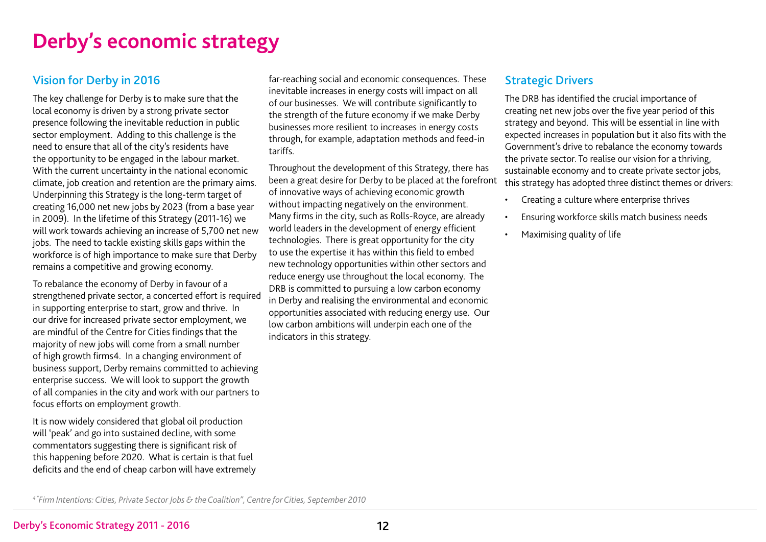# Derby's economic strategy

## Vision for Derby in 2016

The key challenge for Derby is to make sure that the local economy is driven by a strong private sector presence following the inevitable reduction in public sector employment. Adding to this challenge is the need to ensure that all of the city's residents have the opportunity to be engaged in the labour market. With the current uncertainty in the national economic climate, job creation and retention are the primary aims. Underpinning this Strategy is the long-term target of creating 16,000 net new jobs by 2023 (from a base year in 2009). In the lifetime of this Strategy (2011-16) we will work towards achieving an increase of 5,700 net new jobs. The need to tackle existing skills gaps within the workforce is of high importance to make sure that Derby remains a competitive and growing economy.

To rebalance the economy of Derby in favour of a strengthened private sector, a concerted effort is required in supporting enterprise to start, grow and thrive. In our drive for increased private sector employment, we are mindful of the Centre for Cities findings that the majority of new jobs will come from a small number of high growth firms[4]. In a changing environment of business support, Derby remains committed to achieving enterprise success. We will look to support the growth of all companies in the city and work with our partners to focus efforts on employment growth.

It is now widely considered that global oil production will 'peak' and go into sustained decline, with some commentators suggesting there is significant risk of this happening before 2020. What is certain is that fuel deficits and the end of cheap carbon will have extremely far-reaching social and economic consequences. These inevitable increases in energy costs will impact on all of our businesses. We will contribute significantly to the strength of the future economy if we make Derby businesses more resilient to increases in energy costs through, for example, adaptation methods and feed-in tariffs.

Throughout the development of this Strategy, there has been a great desire for Derby to be placed at the forefront of innovative ways of achieving economic growth without impacting negatively on the environment. Many firms in the city, such as Rolls-Royce, are already world leaders in the development of energy efficient technologies. There is great opportunity for the city to use the expertise it has within this field to embed new technology opportunities within other sectors and reduce energy use throughout the local economy. The DRB is committed to pursuing a low carbon economy in Derby and realising the environmental and economic opportunities associated with reducing energy use. Our low carbon ambitions will underpin each one of the indicators in this strategy.

## Strategic Drivers

The DRB has identified the crucial importance of creating net new jobs over the five year period of this strategy and beyond. This will be essential in line with expected increases in population but it also fits with the Government's drive to rebalance the economy towards the private sector. To realise our vision for a thriving, sustainable economy and to create private sector jobs, this strategy has adopted three distinct themes or drivers:

- Creating a culture where enterprise thrives
- Ensuring workforce skills match business needs
- Maximising quality of life

*[4] "Firm Intentions: Cities, Private Sector Jobs & the Coalition", Centre for Cities, September 2010*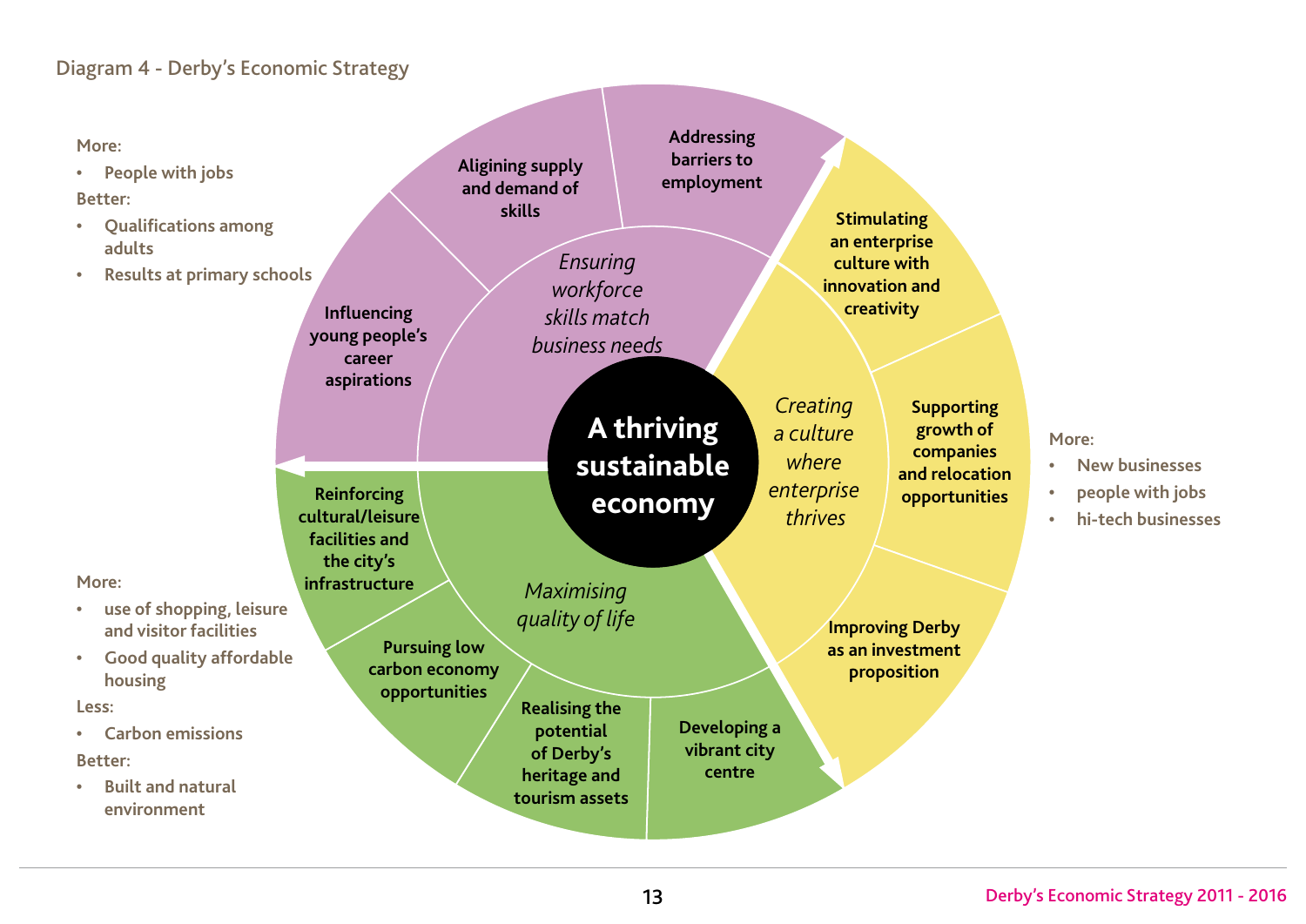Diagram 4 - Derby's Economic Strategy

**A thriving sustainable economy**

*Ensuring workforce skills match business needs*

- Influencing young people's career aspirations
- Aligining supply and demand of skills
- Addressing barriers to employment

More:

- People with jobs

Better:

- Qualifications among adults
- Results at primary schools

*Creating a culture where enterprise thrives*

- Stimulating an enterprise culture with innovation and creativity
- Supporting growth of companies and relocation opportunities
- Improving Derby as an investment proposition

More:

- New businesses
- people with jobs
- hi-tech businesses

*Maximising quality of life*

- Developing a vibrant city centre
- Realising the potential of Derby's heritage and tourism assets
- Pursuing low carbon economy opportunities
- Reinforcing cultural/leisure facilities and the city's infrastructure

More:

- use of shopping, leisure and visitor facilities
- Good quality affordable housing

Less:

- Carbon emissions

Better:

- Built and natural environment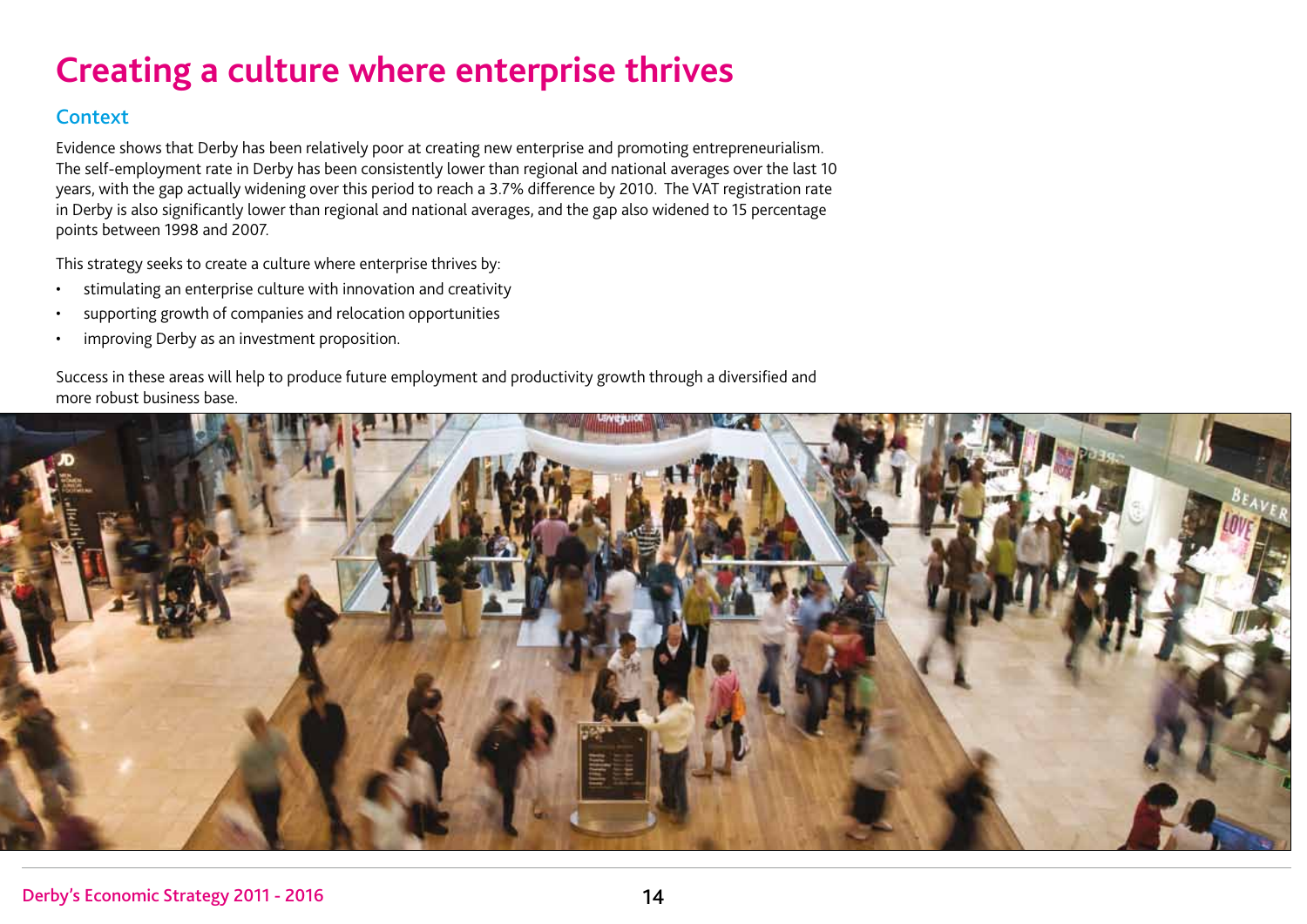# Creating a culture where enterprise thrives

## Context

Evidence shows that Derby has been relatively poor at creating new enterprise and promoting entrepreneurialism. The self-employment rate in Derby has been consistently lower than regional and national averages over the last 10 years, with the gap actually widening over this period to reach a 3.7% difference by 2010. The VAT registration rate in Derby is also significantly lower than regional and national averages, and the gap also widened to 15 percentage points between 1998 and 2007.

This strategy seeks to create a culture where enterprise thrives by:

- stimulating an enterprise culture with innovation and creativity
- supporting growth of companies and relocation opportunities
- improving Derby as an investment proposition.

Success in these areas will help to produce future employment and productivity growth through a diversified and more robust business base.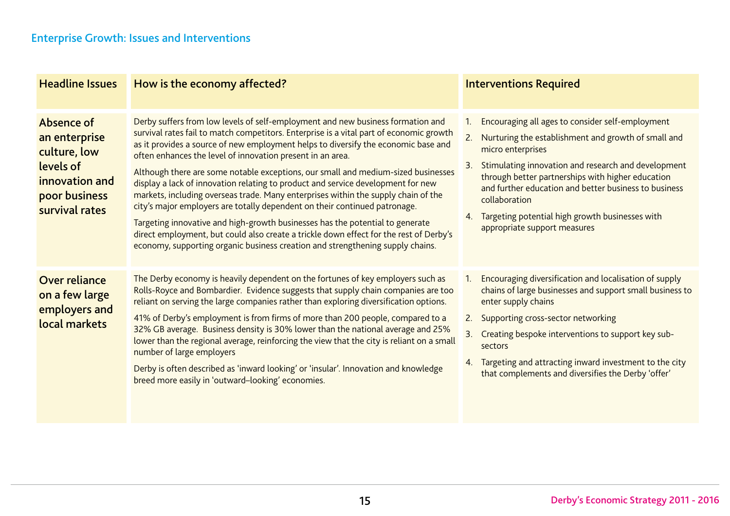## Enterprise Growth: Issues and Interventions

| Headline Issues | How is the economy affected? | Interventions Required |
|---|---|---|
| **Absence of an enterprise culture, low levels of innovation and poor business survival rates** | Derby suffers from low levels of self-employment and new business formation and survival rates fail to match competitors. Enterprise is a vital part of economic growth as it provides a source of new employment helps to diversify the economic base and often enhances the level of innovation present in an area.<br><br>Although there are some notable exceptions, our small and medium-sized businesses display a lack of innovation relating to product and service development for new markets, including overseas trade. Many enterprises within the supply chain of the city's major employers are totally dependent on their continued patronage.<br><br>Targeting innovative and high-growth businesses has the potential to generate direct employment, but could also create a trickle down effect for the rest of Derby's economy, supporting organic business creation and strengthening supply chains. | 1. Encouraging all ages to consider self-employment<br>2. Nurturing the establishment and growth of small and micro enterprises<br>3. Stimulating innovation and research and development through better partnerships with higher education and further education and better business to business collaboration<br>4. Targeting potential high growth businesses with appropriate support measures |
| **Over reliance on a few large employers and local markets** | The Derby economy is heavily dependent on the fortunes of key employers such as Rolls-Royce and Bombardier. Evidence suggests that supply chain companies are too reliant on serving the large companies rather than exploring diversification options.<br><br>41% of Derby's employment is from firms of more than 200 people, compared to a 32% GB average. Business density is 30% lower than the national average and 25% lower than the regional average, reinforcing the view that the city is reliant on a small number of large employers<br><br>Derby is often described as 'inward looking' or 'insular'. Innovation and knowledge breed more easily in 'outward–looking' economies. | 1. Encouraging diversification and localisation of supply chains of large businesses and support small business to enter supply chains<br>2. Supporting cross-sector networking<br>3. Creating bespoke interventions to support key sub-sectors<br>4. Targeting and attracting inward investment to the city that complements and diversifies the Derby 'offer' |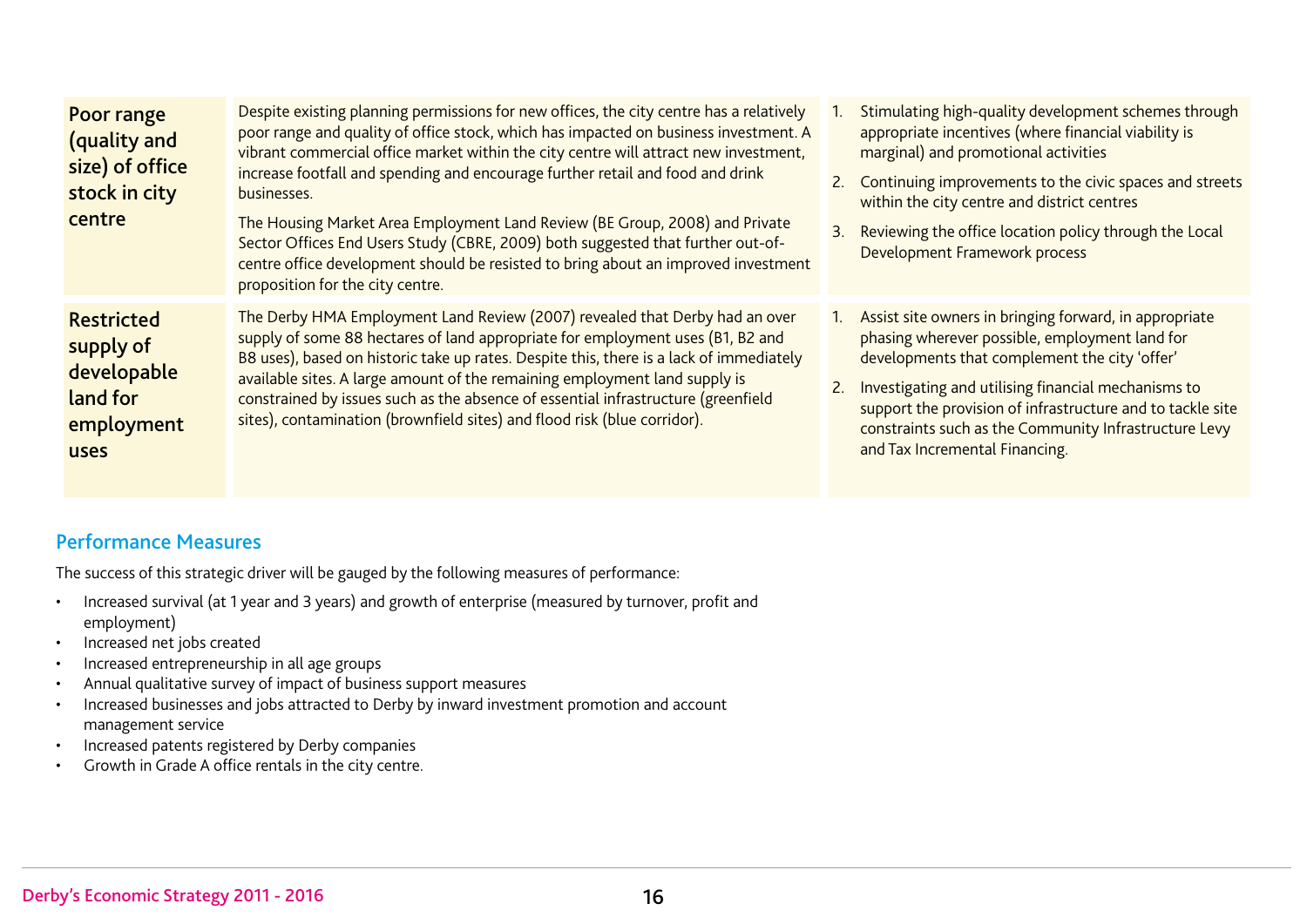| | | |
|---|---|---|
| **Poor range (quality and size) of office stock in city centre** | Despite existing planning permissions for new offices, the city centre has a relatively poor range and quality of office stock, which has impacted on business investment. A vibrant commercial office market within the city centre will attract new investment, increase footfall and spending and encourage further retail and food and drink businesses.<br><br>The Housing Market Area Employment Land Review (BE Group, 2008) and Private Sector Offices End Users Study (CBRE, 2009) both suggested that further out-of-centre office development should be resisted to bring about an improved investment proposition for the city centre. | 1. Stimulating high-quality development schemes through appropriate incentives (where financial viability is marginal) and promotional activities<br>2. Continuing improvements to the civic spaces and streets within the city centre and district centres<br>3. Reviewing the office location policy through the Local Development Framework process |
| **Restricted supply of developable land for employment uses** | The Derby HMA Employment Land Review (2007) revealed that Derby had an over supply of some 88 hectares of land appropriate for employment uses (B1, B2 and B8 uses), based on historic take up rates. Despite this, there is a lack of immediately available sites. A large amount of the remaining employment land supply is constrained by issues such as the absence of essential infrastructure (greenfield sites), contamination (brownfield sites) and flood risk (blue corridor). | 1. Assist site owners in bringing forward, in appropriate phasing wherever possible, employment land for developments that complement the city 'offer'<br>2. Investigating and utilising financial mechanisms to support the provision of infrastructure and to tackle site constraints such as the Community Infrastructure Levy and Tax Incremental Financing. |

## Performance Measures

The success of this strategic driver will be gauged by the following measures of performance:

- Increased survival (at 1 year and 3 years) and growth of enterprise (measured by turnover, profit and employment)
- Increased net jobs created
- Increased entrepreneurship in all age groups
- Annual qualitative survey of impact of business support measures
- Increased businesses and jobs attracted to Derby by inward investment promotion and account management service
- Increased patents registered by Derby companies
- Growth in Grade A office rentals in the city centre.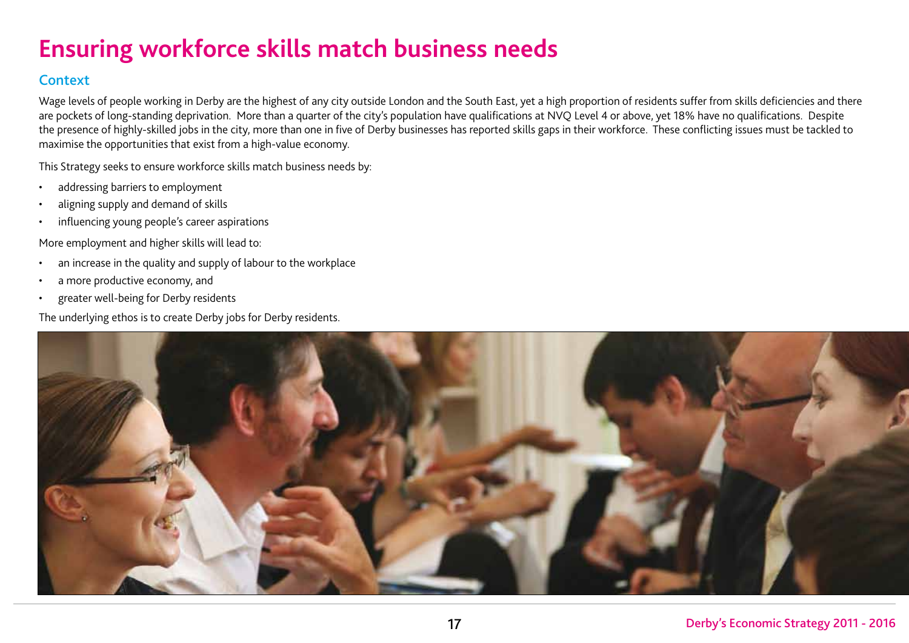# Ensuring workforce skills match business needs

## Context

Wage levels of people working in Derby are the highest of any city outside London and the South East, yet a high proportion of residents suffer from skills deficiencies and there are pockets of long-standing deprivation. More than a quarter of the city's population have qualifications at NVQ Level 4 or above, yet 18% have no qualifications. Despite the presence of highly-skilled jobs in the city, more than one in five of Derby businesses has reported skills gaps in their workforce. These conflicting issues must be tackled to maximise the opportunities that exist from a high-value economy.

This Strategy seeks to ensure workforce skills match business needs by:

- addressing barriers to employment
- aligning supply and demand of skills
- influencing young people's career aspirations

More employment and higher skills will lead to:

- an increase in the quality and supply of labour to the workplace
- a more productive economy, and
- greater well-being for Derby residents

The underlying ethos is to create Derby jobs for Derby residents.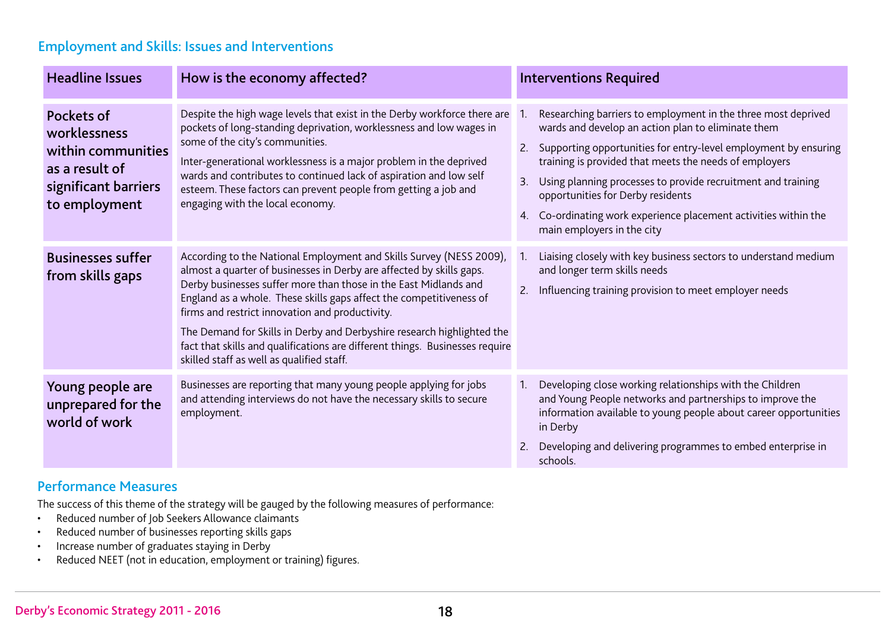## Employment and Skills: Issues and Interventions

| Headline Issues | How is the economy affected? | Interventions Required |
|---|---|---|
| Pockets of worklessness within communities as a result of significant barriers to employment | Despite the high wage levels that exist in the Derby workforce there are pockets of long-standing deprivation, worklessness and low wages in some of the city's communities.<br><br>Inter-generational worklessness is a major problem in the deprived wards and contributes to continued lack of aspiration and low self esteem. These factors can prevent people from getting a job and engaging with the local economy. | 1. Researching barriers to employment in the three most deprived wards and develop an action plan to eliminate them<br>2. Supporting opportunities for entry-level employment by ensuring training is provided that meets the needs of employers<br>3. Using planning processes to provide recruitment and training opportunities for Derby residents<br>4. Co-ordinating work experience placement activities within the main employers in the city |
| Businesses suffer from skills gaps | According to the National Employment and Skills Survey (NESS 2009), almost a quarter of businesses in Derby are affected by skills gaps. Derby businesses suffer more than those in the East Midlands and England as a whole. These skills gaps affect the competitiveness of firms and restrict innovation and productivity.<br><br>The Demand for Skills in Derby and Derbyshire research highlighted the fact that skills and qualifications are different things. Businesses require skilled staff as well as qualified staff. | 1. Liaising closely with key business sectors to understand medium and longer term skills needs<br>2. Influencing training provision to meet employer needs |
| Young people are unprepared for the world of work | Businesses are reporting that many young people applying for jobs and attending interviews do not have the necessary skills to secure employment. | 1. Developing close working relationships with the Children and Young People networks and partnerships to improve the information available to young people about career opportunities in Derby<br>2. Developing and delivering programmes to embed enterprise in schools. |

## Performance Measures

The success of this theme of the strategy will be gauged by the following measures of performance:

- Reduced number of Job Seekers Allowance claimants
- Reduced number of businesses reporting skills gaps
- Increase number of graduates staying in Derby
- Reduced NEET (not in education, employment or training) figures.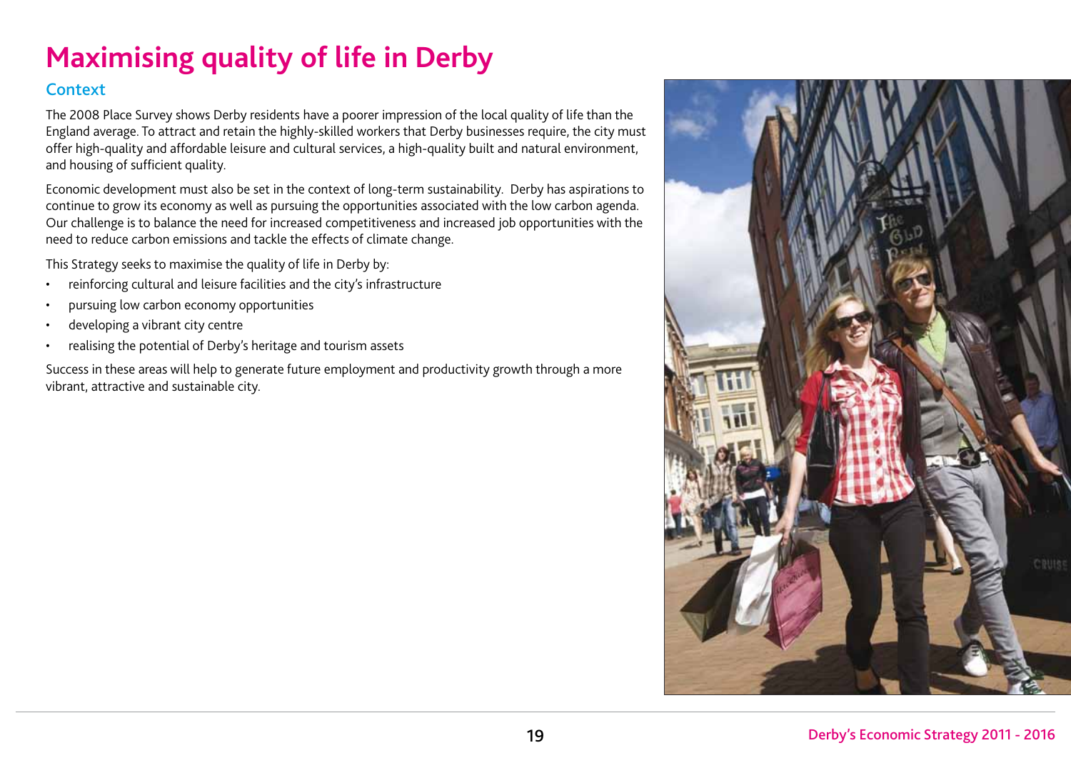# Maximising quality of life in Derby

## Context

The 2008 Place Survey shows Derby residents have a poorer impression of the local quality of life than the England average. To attract and retain the highly-skilled workers that Derby businesses require, the city must offer high-quality and affordable leisure and cultural services, a high-quality built and natural environment, and housing of sufficient quality.

Economic development must also be set in the context of long-term sustainability. Derby has aspirations to continue to grow its economy as well as pursuing the opportunities associated with the low carbon agenda. Our challenge is to balance the need for increased competitiveness and increased job opportunities with the need to reduce carbon emissions and tackle the effects of climate change.

This Strategy seeks to maximise the quality of life in Derby by:

- reinforcing cultural and leisure facilities and the city's infrastructure
- pursuing low carbon economy opportunities
- developing a vibrant city centre
- realising the potential of Derby's heritage and tourism assets

Success in these areas will help to generate future employment and productivity growth through a more vibrant, attractive and sustainable city.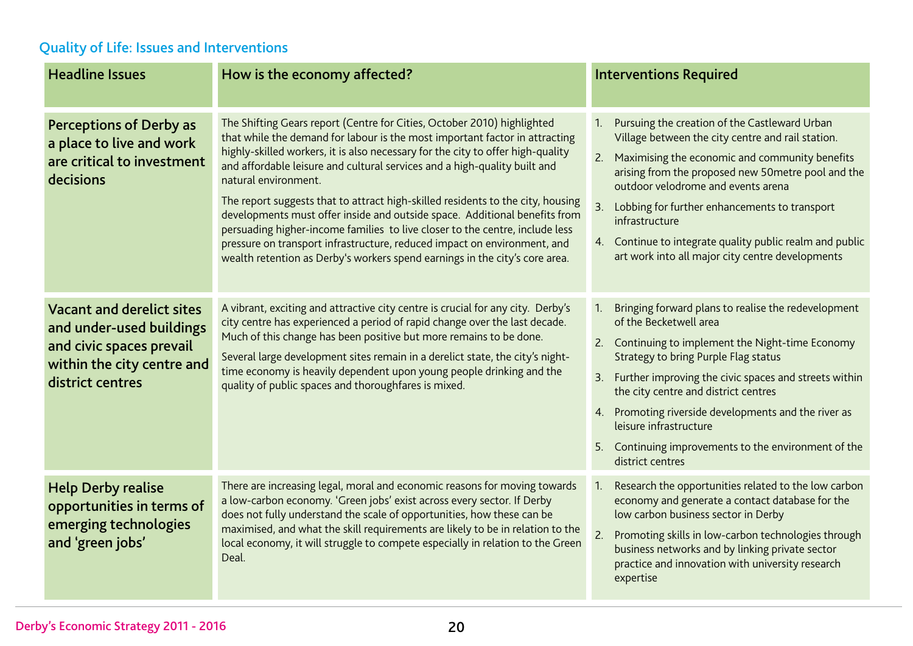## Quality of Life: Issues and Interventions

| Headline Issues | How is the economy affected? | Interventions Required |
|---|---|---|
| **Perceptions of Derby as a place to live and work are critical to investment decisions** | The Shifting Gears report (Centre for Cities, October 2010) highlighted that while the demand for labour is the most important factor in attracting highly-skilled workers, it is also necessary for the city to offer high-quality and affordable leisure and cultural services and a high-quality built and natural environment.<br><br>The report suggests that to attract high-skilled residents to the city, housing developments must offer inside and outside space. Additional benefits from persuading higher-income families to live closer to the centre, include less pressure on transport infrastructure, reduced impact on environment, and wealth retention as Derby's workers spend earnings in the city's core area. | 1. Pursuing the creation of the Castleward Urban Village between the city centre and rail station.<br>2. Maximising the economic and community benefits arising from the proposed new 50metre pool and the outdoor velodrome and events arena<br>3. Lobbing for further enhancements to transport infrastructure<br>4. Continue to integrate quality public realm and public art work into all major city centre developments |
| **Vacant and derelict sites and under-used buildings and civic spaces prevail within the city centre and district centres** | A vibrant, exciting and attractive city centre is crucial for any city. Derby's city centre has experienced a period of rapid change over the last decade. Much of this change has been positive but more remains to be done.<br><br>Several large development sites remain in a derelict state, the city's night-time economy is heavily dependent upon young people drinking and the quality of public spaces and thoroughfares is mixed. | 1. Bringing forward plans to realise the redevelopment of the Becketwell area<br>2. Continuing to implement the Night-time Economy Strategy to bring Purple Flag status<br>3. Further improving the civic spaces and streets within the city centre and district centres<br>4. Promoting riverside developments and the river as leisure infrastructure<br>5. Continuing improvements to the environment of the district centres |
| **Help Derby realise opportunities in terms of emerging technologies and 'green jobs'** | There are increasing legal, moral and economic reasons for moving towards a low-carbon economy. 'Green jobs' exist across every sector. If Derby does not fully understand the scale of opportunities, how these can be maximised, and what the skill requirements are likely to be in relation to the local economy, it will struggle to compete especially in relation to the Green Deal. | 1. Research the opportunities related to the low carbon economy and generate a contact database for the low carbon business sector in Derby<br>2. Promoting skills in low-carbon technologies through business networks and by linking private sector practice and innovation with university research expertise |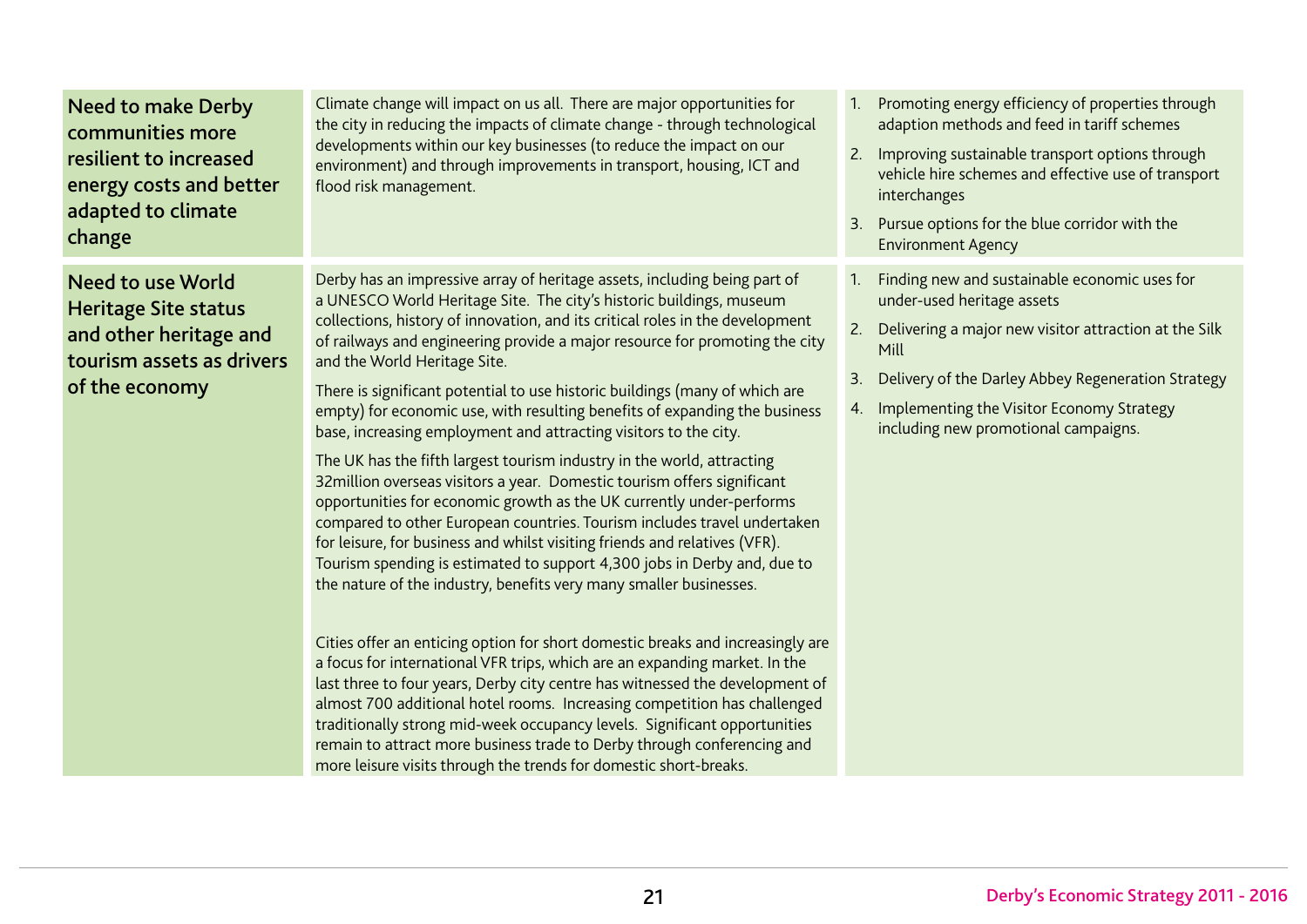| | | |
|---|---|---|
| **Need to make Derby communities more resilient to increased energy costs and better adapted to climate change** | Climate change will impact on us all. There are major opportunities for the city in reducing the impacts of climate change - through technological developments within our key businesses (to reduce the impact on our environment) and through improvements in transport, housing, ICT and flood risk management. | 1. Promoting energy efficiency of properties through adaption methods and feed in tariff schemes<br>2. Improving sustainable transport options through vehicle hire schemes and effective use of transport interchanges<br>3. Pursue options for the blue corridor with the Environment Agency |
| **Need to use World Heritage Site status and other heritage and tourism assets as drivers of the economy** | Derby has an impressive array of heritage assets, including being part of a UNESCO World Heritage Site. The city's historic buildings, museum collections, history of innovation, and its critical roles in the development of railways and engineering provide a major resource for promoting the city and the World Heritage Site.<br><br>There is significant potential to use historic buildings (many of which are empty) for economic use, with resulting benefits of expanding the business base, increasing employment and attracting visitors to the city.<br><br>The UK has the fifth largest tourism industry in the world, attracting 32million overseas visitors a year. Domestic tourism offers significant opportunities for economic growth as the UK currently under-performs compared to other European countries. Tourism includes travel undertaken for leisure, for business and whilst visiting friends and relatives (VFR). Tourism spending is estimated to support 4,300 jobs in Derby and, due to the nature of the industry, benefits very many smaller businesses.<br><br>Cities offer an enticing option for short domestic breaks and increasingly are a focus for international VFR trips, which are an expanding market. In the last three to four years, Derby city centre has witnessed the development of almost 700 additional hotel rooms. Increasing competition has challenged traditionally strong mid-week occupancy levels. Significant opportunities remain to attract more business trade to Derby through conferencing and more leisure visits through the trends for domestic short-breaks. | 1. Finding new and sustainable economic uses for under-used heritage assets<br>2. Delivering a major new visitor attraction at the Silk Mill<br>3. Delivery of the Darley Abbey Regeneration Strategy<br>4. Implementing the Visitor Economy Strategy including new promotional campaigns. |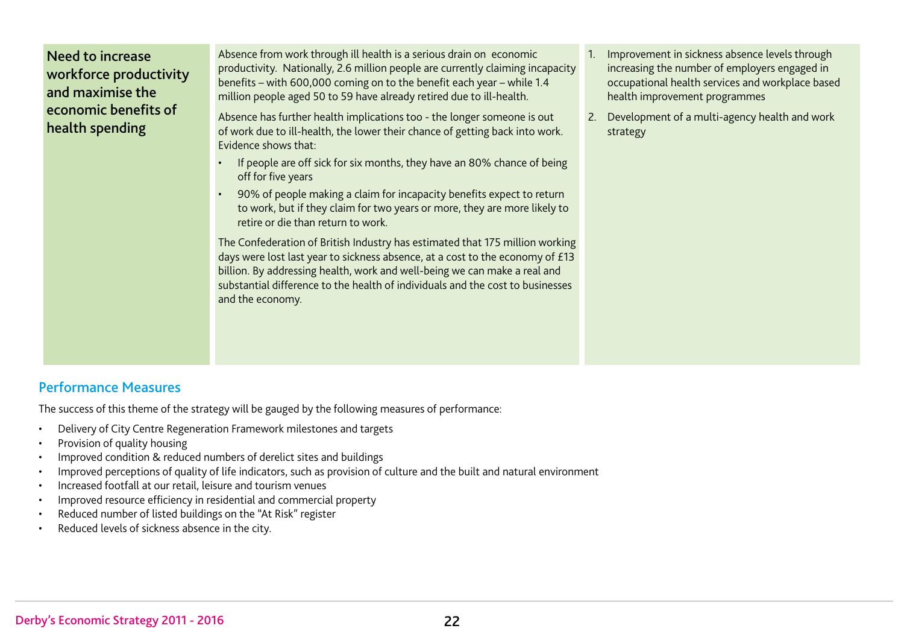| | | |
|---|---|---|
| **Need to increase workforce productivity and maximise the economic benefits of health spending** | Absence from work through ill health is a serious drain on economic productivity. Nationally, 2.6 million people are currently claiming incapacity benefits – with 600,000 coming on to the benefit each year – while 1.4 million people aged 50 to 59 have already retired due to ill-health.<br><br>Absence has further health implications too - the longer someone is out of work due to ill-health, the lower their chance of getting back into work. Evidence shows that:<br><br>• If people are off sick for six months, they have an 80% chance of being off for five years<br>• 90% of people making a claim for incapacity benefits expect to return to work, but if they claim for two years or more, they are more likely to retire or die than return to work.<br><br>The Confederation of British Industry has estimated that 175 million working days were lost last year to sickness absence, at a cost to the economy of £13 billion. By addressing health, work and well-being we can make a real and substantial difference to the health of individuals and the cost to businesses and the economy. | 1. Improvement in sickness absence levels through increasing the number of employers engaged in occupational health services and workplace based health improvement programmes<br><br>2. Development of a multi-agency health and work strategy |

## Performance Measures

The success of this theme of the strategy will be gauged by the following measures of performance:

- Delivery of City Centre Regeneration Framework milestones and targets
- Provision of quality housing
- Improved condition & reduced numbers of derelict sites and buildings
- Improved perceptions of quality of life indicators, such as provision of culture and the built and natural environment
- Increased footfall at our retail, leisure and tourism venues
- Improved resource efficiency in residential and commercial property
- Reduced number of listed buildings on the "At Risk" register
- Reduced levels of sickness absence in the city.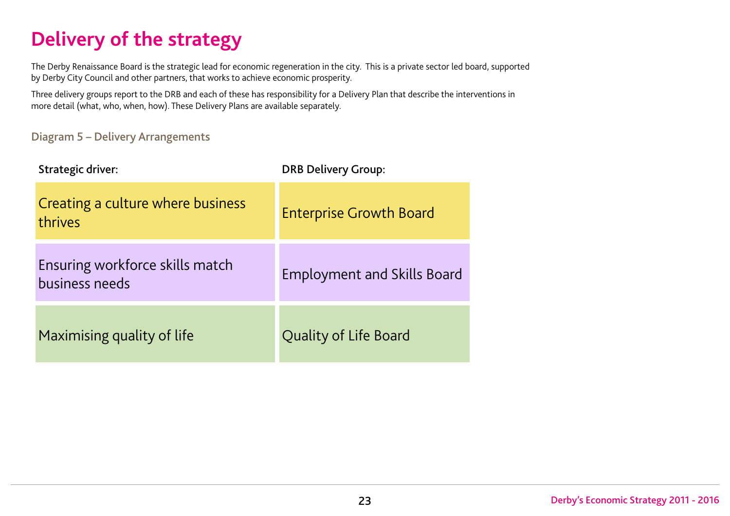# Delivery of the strategy

The Derby Renaissance Board is the strategic lead for economic regeneration in the city. This is a private sector led board, supported by Derby City Council and other partners, that works to achieve economic prosperity.

Three delivery groups report to the DRB and each of these has responsibility for a Delivery Plan that describe the interventions in more detail (what, who, when, how). These Delivery Plans are available separately.

### Diagram 5 – Delivery Arrangements

| Strategic driver: | DRB Delivery Group: |
| --- | --- |
| Creating a culture where business thrives | Enterprise Growth Board |
| Ensuring workforce skills match business needs | Employment and Skills Board |
| Maximising quality of life | Quality of Life Board |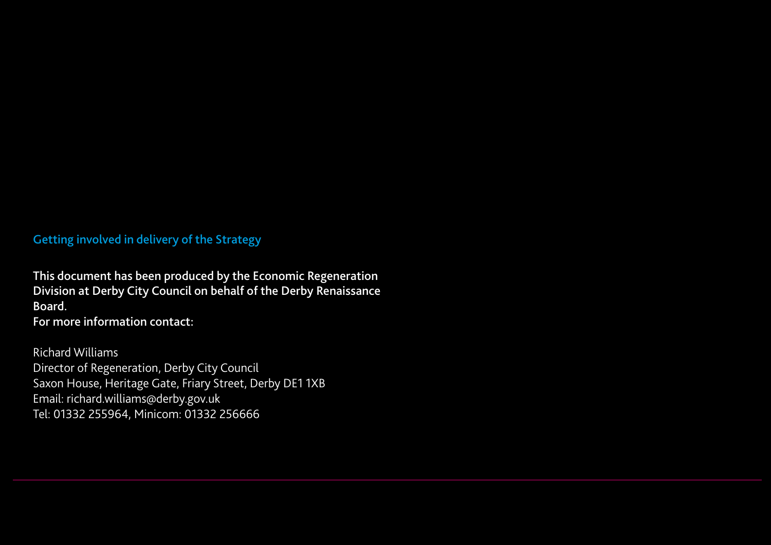## Getting involved in delivery of the Strategy

**This document has been produced by the Economic Regeneration Division at Derby City Council on behalf of the Derby Renaissance Board.**
**For more information contact:**

Richard Williams
Director of Regeneration, Derby City Council
Saxon House, Heritage Gate, Friary Street, Derby DE1 1XB
Email: richard.williams@derby.gov.uk
Tel: 01332 255964, Minicom: 01332 256666